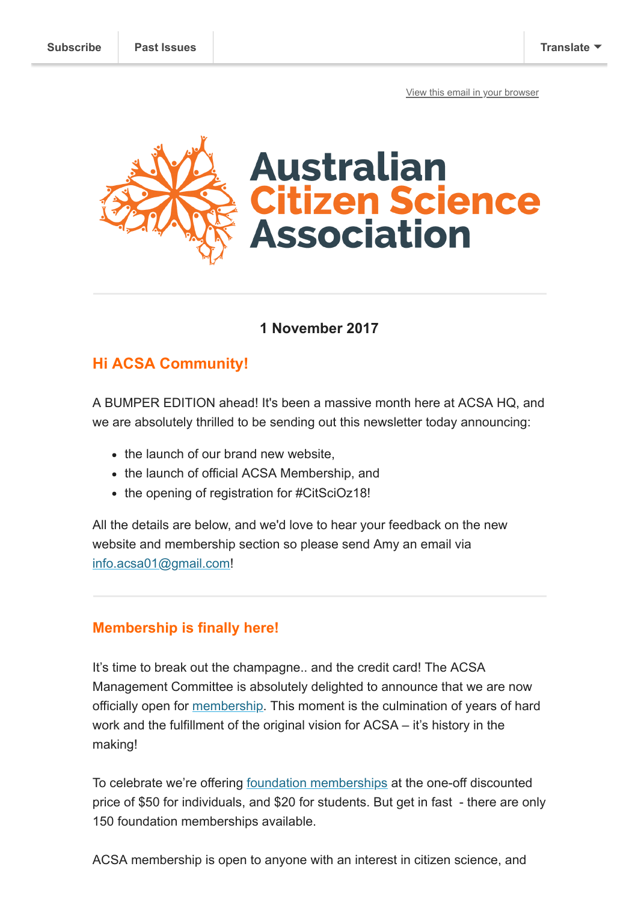Subscribe | Past Issues | Translate

View this email in your browser

# Australian Citizen Science Association

**1 November 2017**

## Hi ACSA Community!

A BUMPER EDITION ahead! It's been a massive month here at ACSA HQ, and we are absolutely thrilled to be sending out this newsletter today announcing:

- the launch of our brand new website,
- the launch of official ACSA Membership, and
- the opening of registration for #CitSciOz18!

All the details are below, and we'd love to hear your feedback on the new website and membership section so please send Amy an email via info.acsa01@gmail.com!

## Membership is finally here!

It's time to break out the champagne.. and the credit card! The ACSA Management Committee is absolutely delighted to announce that we are now officially open for membership. This moment is the culmination of years of hard work and the fulfillment of the original vision for ACSA – it's history in the making!

To celebrate we're offering foundation memberships at the one-off discounted price of $50 for individuals, and $20 for students. But get in fast - there are only 150 foundation memberships available.

ACSA membership is open to anyone with an interest in citizen science, and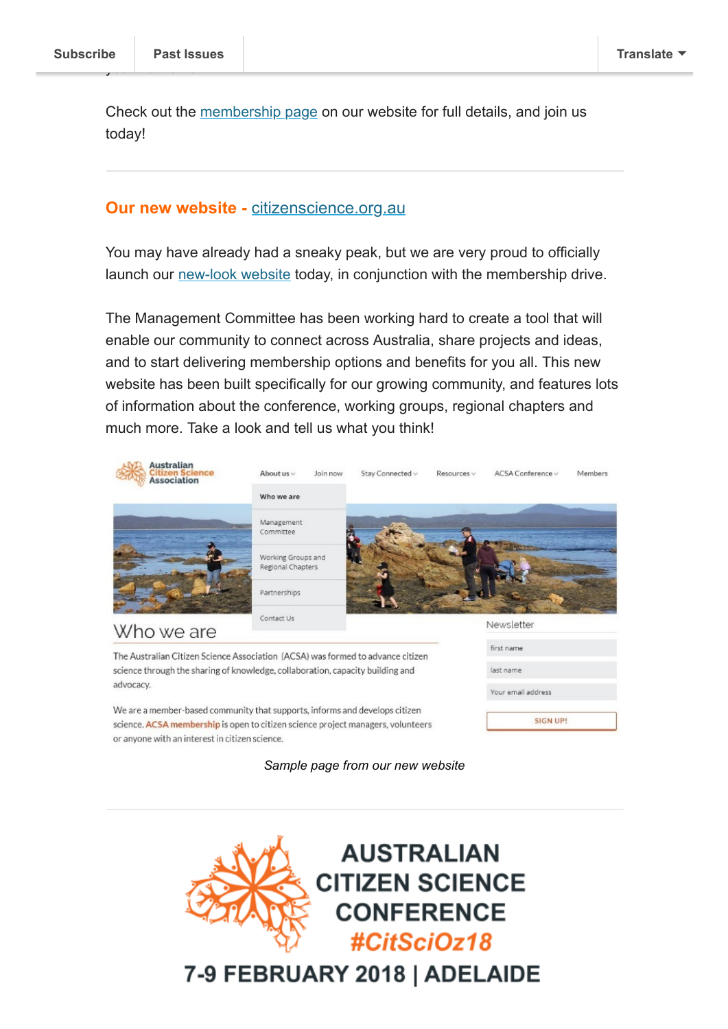Check out the membership page on our website for full details, and join us today!

## Our new website - citizenscience.org.au

You may have already had a sneaky peak, but we are very proud to officially launch our new-look website today, in conjunction with the membership drive.

The Management Committee has been working hard to create a tool that will enable our community to connect across Australia, share projects and ideas, and to start delivering membership options and benefits for you all. This new website has been built specifically for our growing community, and features lots of information about the conference, working groups, regional chapters and much more. Take a look and tell us what you think!

*Sample page from our new website*

AUSTRALIAN CITIZEN SCIENCE CONFERENCE #CitSciOz18

7-9 FEBRUARY 2018 | ADELAIDE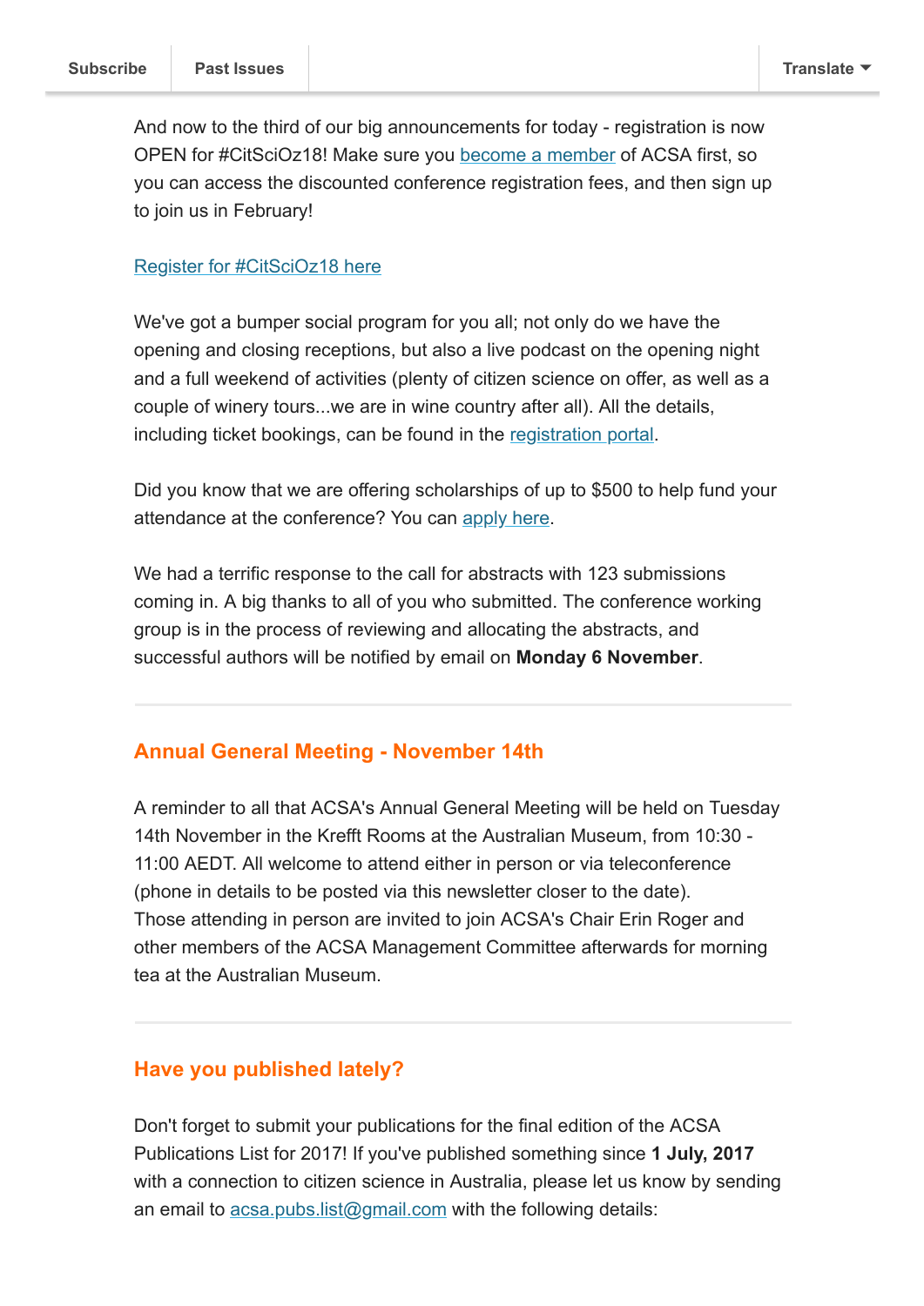And now to the third of our big announcements for today - registration is now OPEN for #CitSciOz18! Make sure you become a member of ACSA first, so you can access the discounted conference registration fees, and then sign up to join us in February!

Register for #CitSciOz18 here

We've got a bumper social program for you all; not only do we have the opening and closing receptions, but also a live podcast on the opening night and a full weekend of activities (plenty of citizen science on offer, as well as a couple of winery tours...we are in wine country after all). All the details, including ticket bookings, can be found in the registration portal.

Did you know that we are offering scholarships of up to $500 to help fund your attendance at the conference? You can apply here.

We had a terrific response to the call for abstracts with 123 submissions coming in. A big thanks to all of you who submitted. The conference working group is in the process of reviewing and allocating the abstracts, and successful authors will be notified by email on **Monday 6 November**.

---

## Annual General Meeting - November 14th

A reminder to all that ACSA's Annual General Meeting will be held on Tuesday 14th November in the Krefft Rooms at the Australian Museum, from 10:30 - 11:00 AEDT. All welcome to attend either in person or via teleconference (phone in details to be posted via this newsletter closer to the date). Those attending in person are invited to join ACSA's Chair Erin Roger and other members of the ACSA Management Committee afterwards for morning tea at the Australian Museum.

---

## Have you published lately?

Don't forget to submit your publications for the final edition of the ACSA Publications List for 2017! If you've published something since **1 July, 2017** with a connection to citizen science in Australia, please let us know by sending an email to acsa.pubs.list@gmail.com with the following details: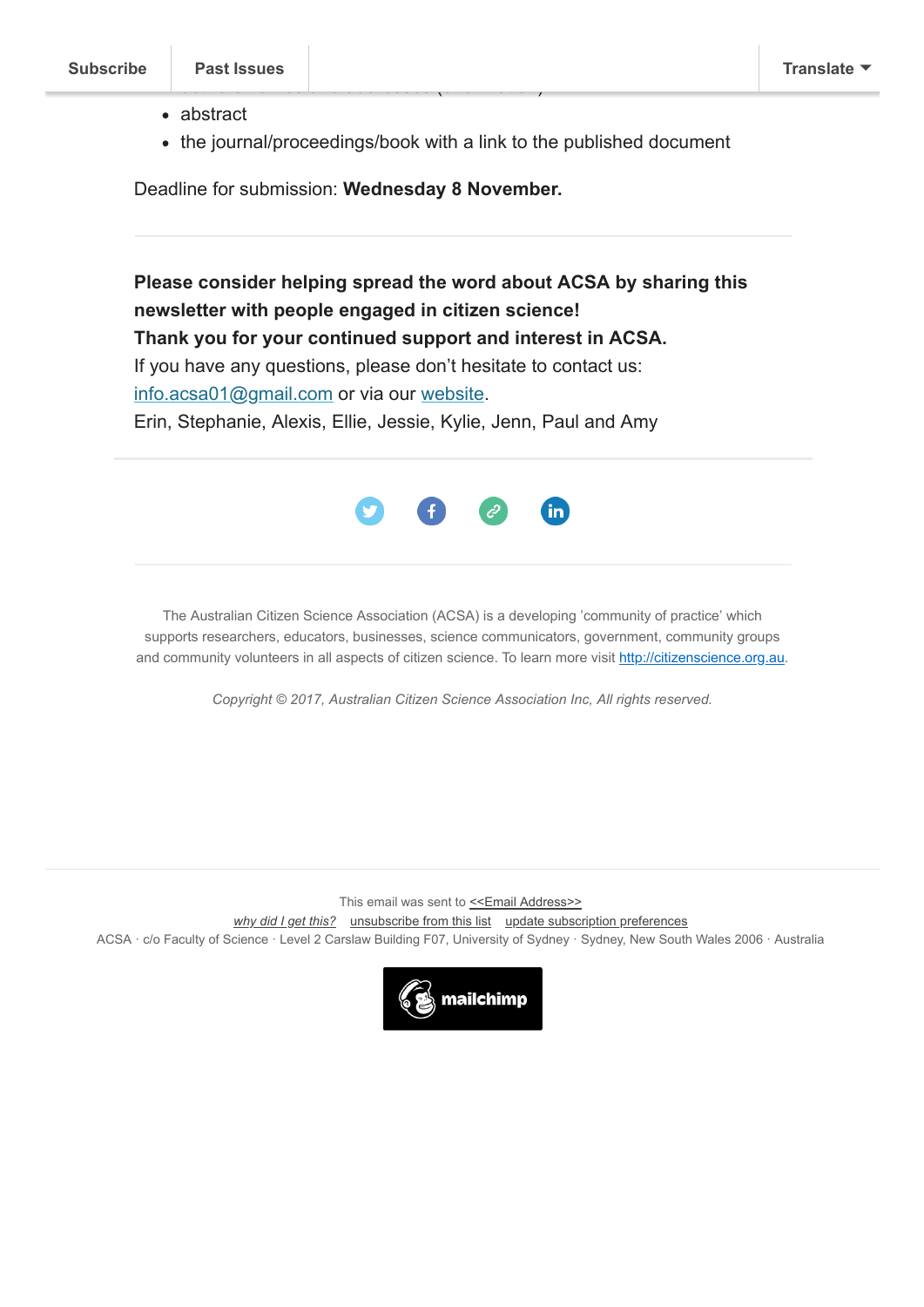- abstract
- the journal/proceedings/book with a link to the published document

Deadline for submission: **Wednesday 8 November.**

---

**Please consider helping spread the word about ACSA by sharing this newsletter with people engaged in citizen science!**
**Thank you for your continued support and interest in ACSA.**
If you have any questions, please don't hesitate to contact us: info.acsa01@gmail.com or via our website.
Erin, Stephanie, Alexis, Ellie, Jessie, Kylie, Jenn, Paul and Amy

---

The Australian Citizen Science Association (ACSA) is a developing 'community of practice' which supports researchers, educators, businesses, science communicators, government, community groups and community volunteers in all aspects of citizen science. To learn more visit http://citizenscience.org.au.

*Copyright © 2017, Australian Citizen Science Association Inc, All rights reserved.*

This email was sent to <<Email Address>>
*why did I get this?* unsubscribe from this list update subscription preferences
ACSA · c/o Faculty of Science · Level 2 Carslaw Building F07, University of Sydney · Sydney, New South Wales 2006 · Australia